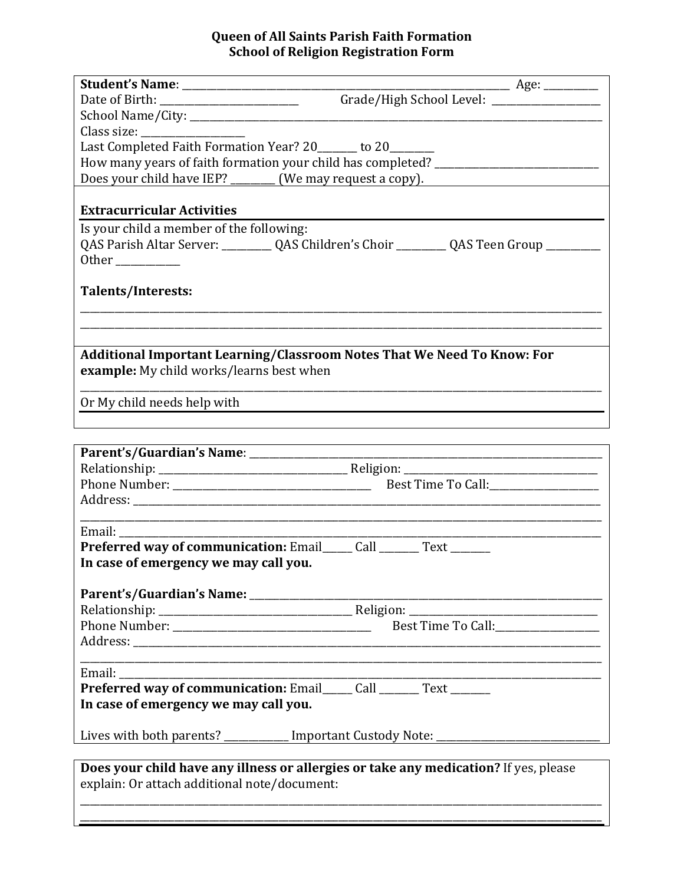**Queen of All Saints Parish Faith Formation**
**School of Religion Registration Form**

**Student's Name**: ______________________________________________ Age: __________
Date of Birth: _________________________ Grade/High School Level: ___________________
School Name/City: ____________________________________________________________
Class size: __________________
Last Completed Faith Formation Year? 20_______ to 20________
How many years of faith formation your child has completed? ______________________________
Does your child have IEP? ________ (We may request a copy).

**Extracurricular Activities**

Is your child a member of the following:
QAS Parish Altar Server: _________ QAS Children's Choir _________ QAS Teen Group __________
Other ___________

**Talents/Interests:**

_______________________________________________________________________________
_______________________________________________________________________________

**Additional Important Learning/Classroom Notes That We Need To Know: For example:** My child works/learns best when

_______________________________________________________________________________
Or My child needs help with

---

**Parent's/Guardian's Name**: __________________________________________________________
Relationship: ____________________________________ Religion: ____________________________________
Phone Number: ____________________________________ Best Time To Call:____________________
Address: ________________________________________________________________________
_______________________________________________________________________________
Email: __________________________________________________________________________
**Preferred way of communication:** Email_____ Call _______ Text _______
**In case of emergency we may call you.**

**Parent's/Guardian's Name:** __________________________________________________________
Relationship: ____________________________________ Religion: ____________________________________
Phone Number: ____________________________________ Best Time To Call:____________________
Address: ________________________________________________________________________
_______________________________________________________________________________
Email: __________________________________________________________________________
**Preferred way of communication:** Email_____ Call _______ Text _______
**In case of emergency we may call you.**

Lives with both parents? ____________ Important Custody Note: ______________________________

---

**Does your child have any illness or allergies or take any medication?** If yes, please explain: Or attach additional note/document:

_______________________________________________________________________________
_______________________________________________________________________________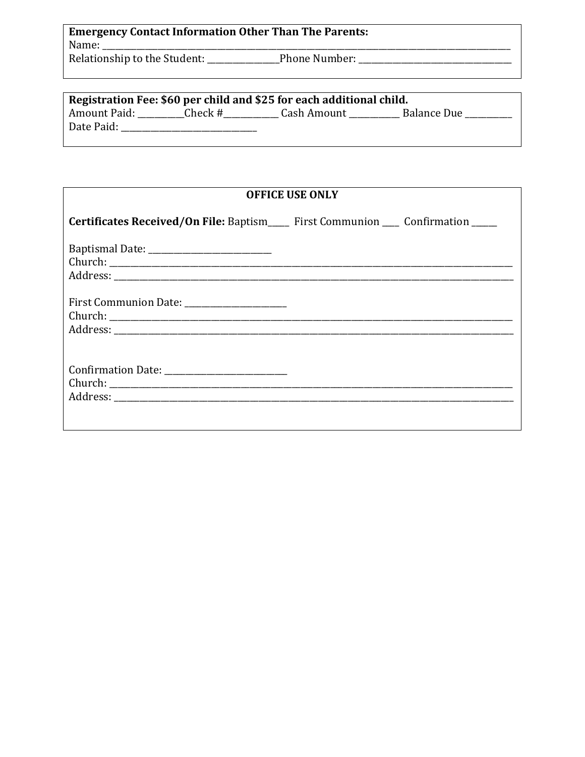**Emergency Contact Information Other Than The Parents:**
Name: ______________________________________________________________________________________
Relationship to the Student: ________________Phone Number: ___________________________________

**Registration Fee: $60 per child and $25 for each additional child.**
Amount Paid: __________Check #____________ Cash Amount ___________ Balance Due __________
Date Paid: ______________________________

**OFFICE USE ONLY**

**Certificates Received/On File:** Baptism_____ First Communion ____ Confirmation ______

Baptismal Date: ___________________________
Church: ______________________________________________________________________________________
Address: _____________________________________________________________________________________

First Communion Date: _______________________
Church: ______________________________________________________________________________________
Address: _____________________________________________________________________________________

Confirmation Date: ___________________________
Church: ______________________________________________________________________________________
Address: _____________________________________________________________________________________